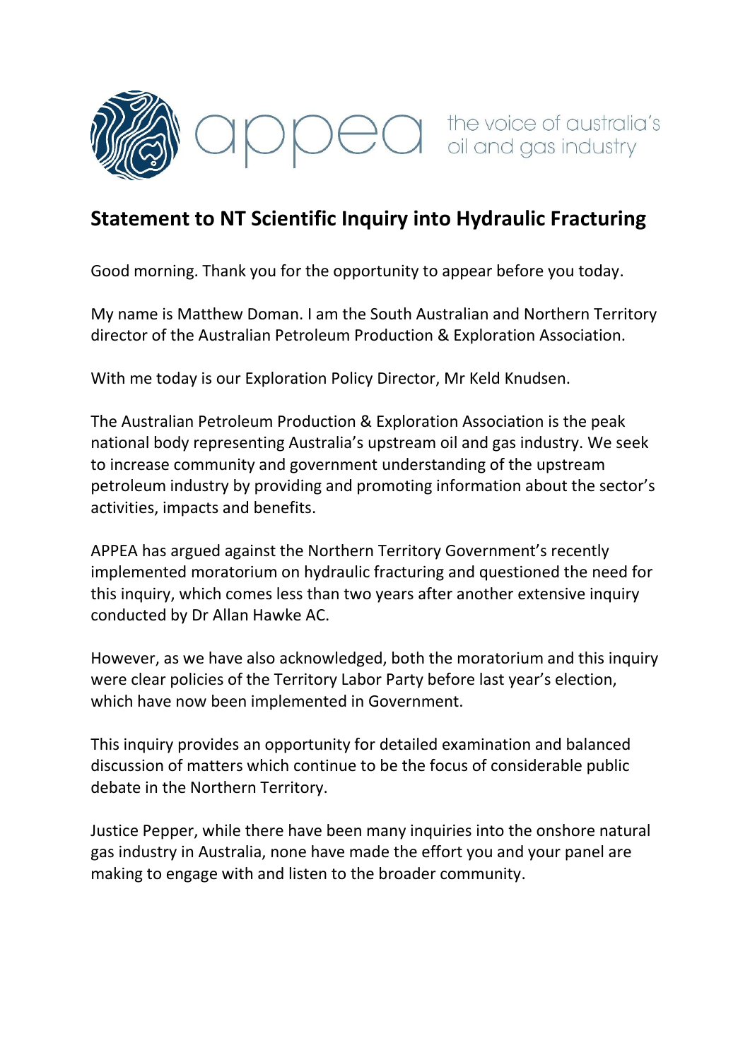appea the voice of australia's oil and gas industry

# Statement to NT Scientific Inquiry into Hydraulic Fracturing

Good morning. Thank you for the opportunity to appear before you today.

My name is Matthew Doman. I am the South Australian and Northern Territory director of the Australian Petroleum Production & Exploration Association.

With me today is our Exploration Policy Director, Mr Keld Knudsen.

The Australian Petroleum Production & Exploration Association is the peak national body representing Australia's upstream oil and gas industry. We seek to increase community and government understanding of the upstream petroleum industry by providing and promoting information about the sector's activities, impacts and benefits.

APPEA has argued against the Northern Territory Government's recently implemented moratorium on hydraulic fracturing and questioned the need for this inquiry, which comes less than two years after another extensive inquiry conducted by Dr Allan Hawke AC.

However, as we have also acknowledged, both the moratorium and this inquiry were clear policies of the Territory Labor Party before last year's election, which have now been implemented in Government.

This inquiry provides an opportunity for detailed examination and balanced discussion of matters which continue to be the focus of considerable public debate in the Northern Territory.

Justice Pepper, while there have been many inquiries into the onshore natural gas industry in Australia, none have made the effort you and your panel are making to engage with and listen to the broader community.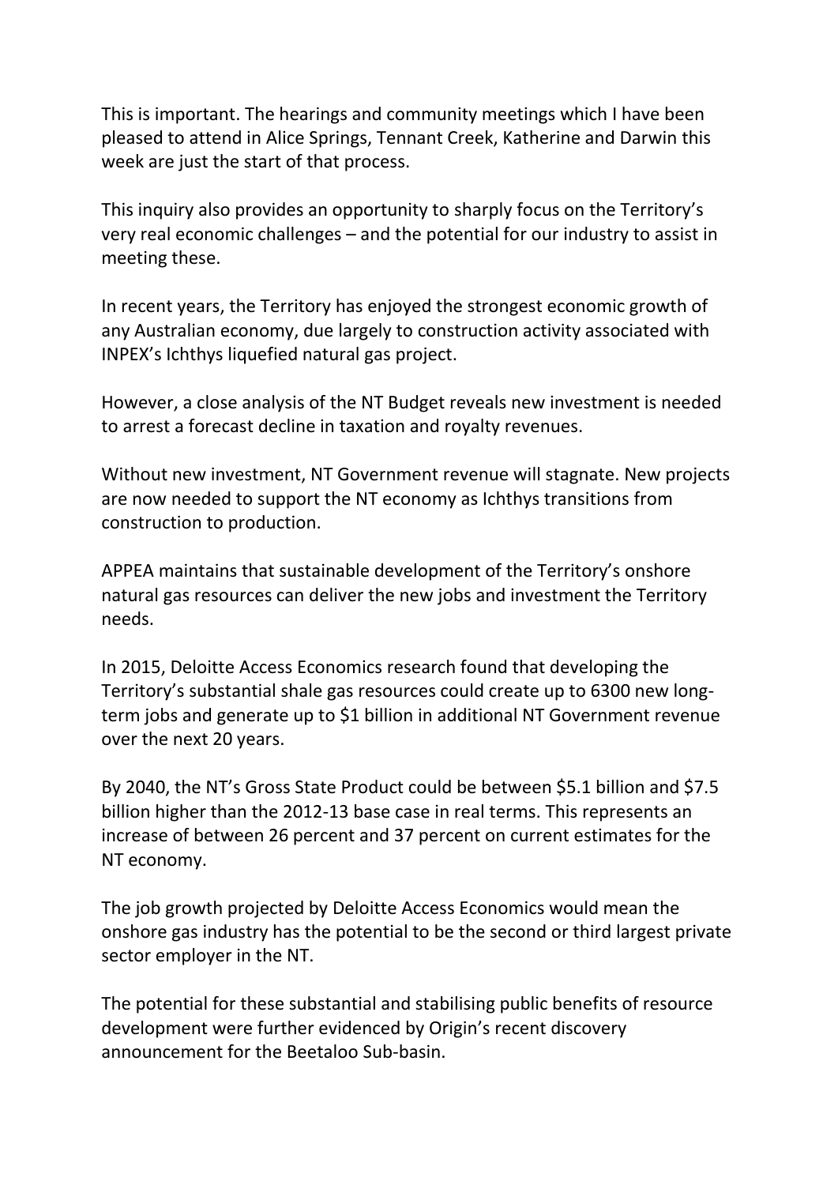This is important. The hearings and community meetings which I have been pleased to attend in Alice Springs, Tennant Creek, Katherine and Darwin this week are just the start of that process.

This inquiry also provides an opportunity to sharply focus on the Territory's very real economic challenges – and the potential for our industry to assist in meeting these.

In recent years, the Territory has enjoyed the strongest economic growth of any Australian economy, due largely to construction activity associated with INPEX's Ichthys liquefied natural gas project.

However, a close analysis of the NT Budget reveals new investment is needed to arrest a forecast decline in taxation and royalty revenues.

Without new investment, NT Government revenue will stagnate. New projects are now needed to support the NT economy as Ichthys transitions from construction to production.

APPEA maintains that sustainable development of the Territory's onshore natural gas resources can deliver the new jobs and investment the Territory needs.

In 2015, Deloitte Access Economics research found that developing the Territory's substantial shale gas resources could create up to 6300 new long-term jobs and generate up to $1 billion in additional NT Government revenue over the next 20 years.

By 2040, the NT's Gross State Product could be between $5.1 billion and $7.5 billion higher than the 2012-13 base case in real terms. This represents an increase of between 26 percent and 37 percent on current estimates for the NT economy.

The job growth projected by Deloitte Access Economics would mean the onshore gas industry has the potential to be the second or third largest private sector employer in the NT.

The potential for these substantial and stabilising public benefits of resource development were further evidenced by Origin's recent discovery announcement for the Beetaloo Sub-basin.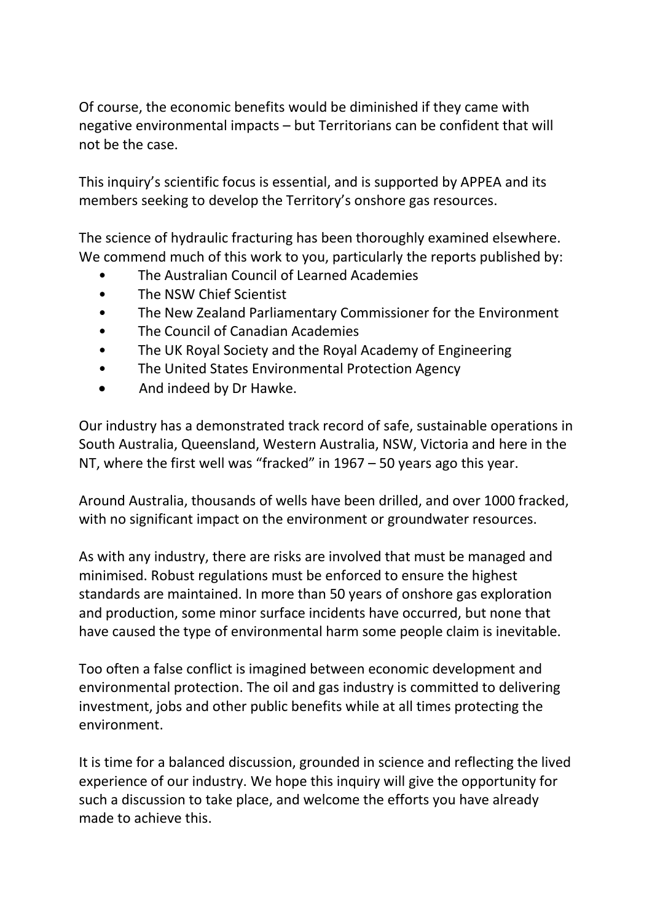Of course, the economic benefits would be diminished if they came with negative environmental impacts – but Territorians can be confident that will not be the case.

This inquiry's scientific focus is essential, and is supported by APPEA and its members seeking to develop the Territory's onshore gas resources.

The science of hydraulic fracturing has been thoroughly examined elsewhere. We commend much of this work to you, particularly the reports published by:

- The Australian Council of Learned Academies
- The NSW Chief Scientist
- The New Zealand Parliamentary Commissioner for the Environment
- The Council of Canadian Academies
- The UK Royal Society and the Royal Academy of Engineering
- The United States Environmental Protection Agency
- And indeed by Dr Hawke.

Our industry has a demonstrated track record of safe, sustainable operations in South Australia, Queensland, Western Australia, NSW, Victoria and here in the NT, where the first well was "fracked" in 1967 – 50 years ago this year.

Around Australia, thousands of wells have been drilled, and over 1000 fracked, with no significant impact on the environment or groundwater resources.

As with any industry, there are risks are involved that must be managed and minimised. Robust regulations must be enforced to ensure the highest standards are maintained. In more than 50 years of onshore gas exploration and production, some minor surface incidents have occurred, but none that have caused the type of environmental harm some people claim is inevitable.

Too often a false conflict is imagined between economic development and environmental protection. The oil and gas industry is committed to delivering investment, jobs and other public benefits while at all times protecting the environment.

It is time for a balanced discussion, grounded in science and reflecting the lived experience of our industry. We hope this inquiry will give the opportunity for such a discussion to take place, and welcome the efforts you have already made to achieve this.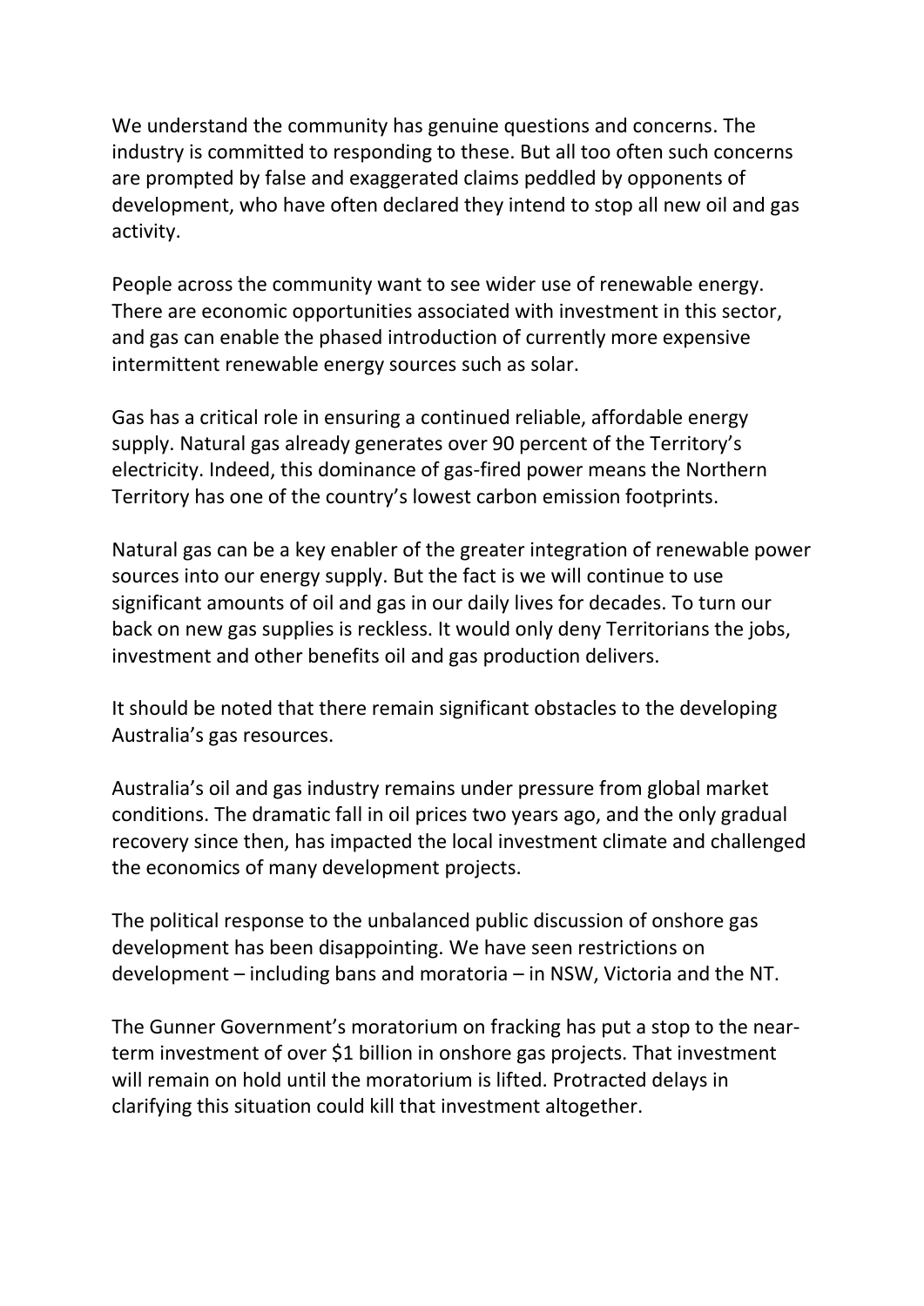We understand the community has genuine questions and concerns. The industry is committed to responding to these. But all too often such concerns are prompted by false and exaggerated claims peddled by opponents of development, who have often declared they intend to stop all new oil and gas activity.

People across the community want to see wider use of renewable energy. There are economic opportunities associated with investment in this sector, and gas can enable the phased introduction of currently more expensive intermittent renewable energy sources such as solar.

Gas has a critical role in ensuring a continued reliable, affordable energy supply. Natural gas already generates over 90 percent of the Territory's electricity. Indeed, this dominance of gas-fired power means the Northern Territory has one of the country's lowest carbon emission footprints.

Natural gas can be a key enabler of the greater integration of renewable power sources into our energy supply. But the fact is we will continue to use significant amounts of oil and gas in our daily lives for decades. To turn our back on new gas supplies is reckless. It would only deny Territorians the jobs, investment and other benefits oil and gas production delivers.

It should be noted that there remain significant obstacles to the developing Australia's gas resources.

Australia's oil and gas industry remains under pressure from global market conditions. The dramatic fall in oil prices two years ago, and the only gradual recovery since then, has impacted the local investment climate and challenged the economics of many development projects.

The political response to the unbalanced public discussion of onshore gas development has been disappointing. We have seen restrictions on development – including bans and moratoria – in NSW, Victoria and the NT.

The Gunner Government's moratorium on fracking has put a stop to the near-term investment of over $1 billion in onshore gas projects. That investment will remain on hold until the moratorium is lifted. Protracted delays in clarifying this situation could kill that investment altogether.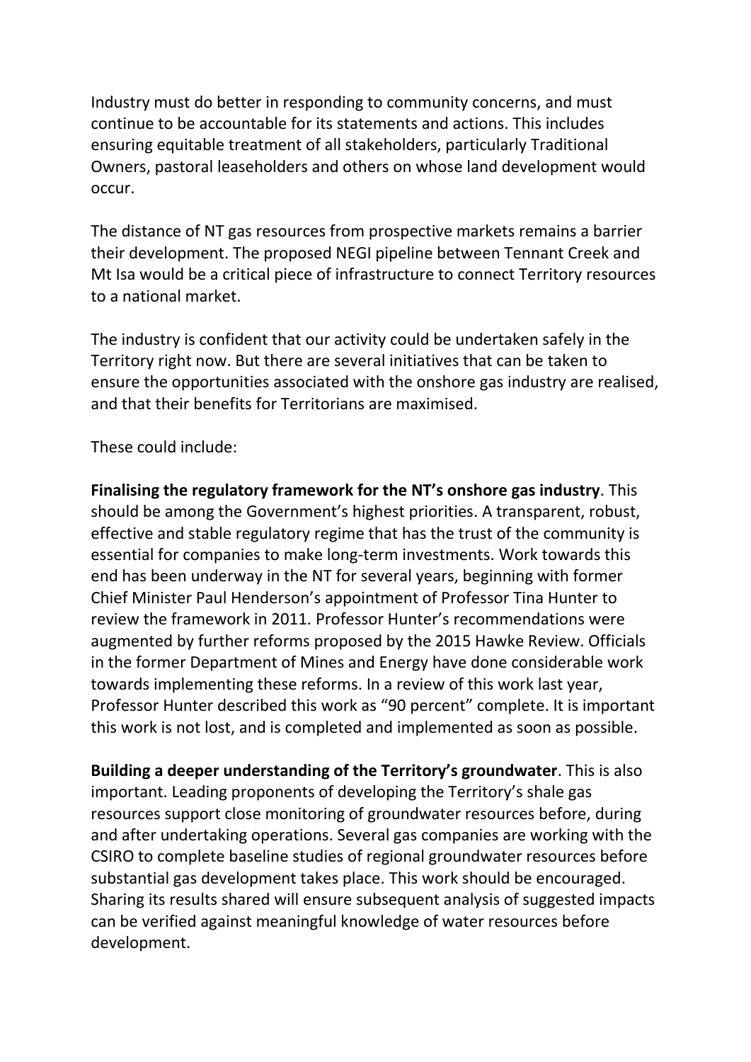Industry must do better in responding to community concerns, and must continue to be accountable for its statements and actions. This includes ensuring equitable treatment of all stakeholders, particularly Traditional Owners, pastoral leaseholders and others on whose land development would occur.

The distance of NT gas resources from prospective markets remains a barrier their development. The proposed NEGI pipeline between Tennant Creek and Mt Isa would be a critical piece of infrastructure to connect Territory resources to a national market.

The industry is confident that our activity could be undertaken safely in the Territory right now. But there are several initiatives that can be taken to ensure the opportunities associated with the onshore gas industry are realised, and that their benefits for Territorians are maximised.

These could include:

**Finalising the regulatory framework for the NT's onshore gas industry**. This should be among the Government's highest priorities. A transparent, robust, effective and stable regulatory regime that has the trust of the community is essential for companies to make long-term investments. Work towards this end has been underway in the NT for several years, beginning with former Chief Minister Paul Henderson's appointment of Professor Tina Hunter to review the framework in 2011. Professor Hunter's recommendations were augmented by further reforms proposed by the 2015 Hawke Review. Officials in the former Department of Mines and Energy have done considerable work towards implementing these reforms. In a review of this work last year, Professor Hunter described this work as "90 percent" complete. It is important this work is not lost, and is completed and implemented as soon as possible.

**Building a deeper understanding of the Territory's groundwater**. This is also important. Leading proponents of developing the Territory's shale gas resources support close monitoring of groundwater resources before, during and after undertaking operations. Several gas companies are working with the CSIRO to complete baseline studies of regional groundwater resources before substantial gas development takes place. This work should be encouraged. Sharing its results shared will ensure subsequent analysis of suggested impacts can be verified against meaningful knowledge of water resources before development.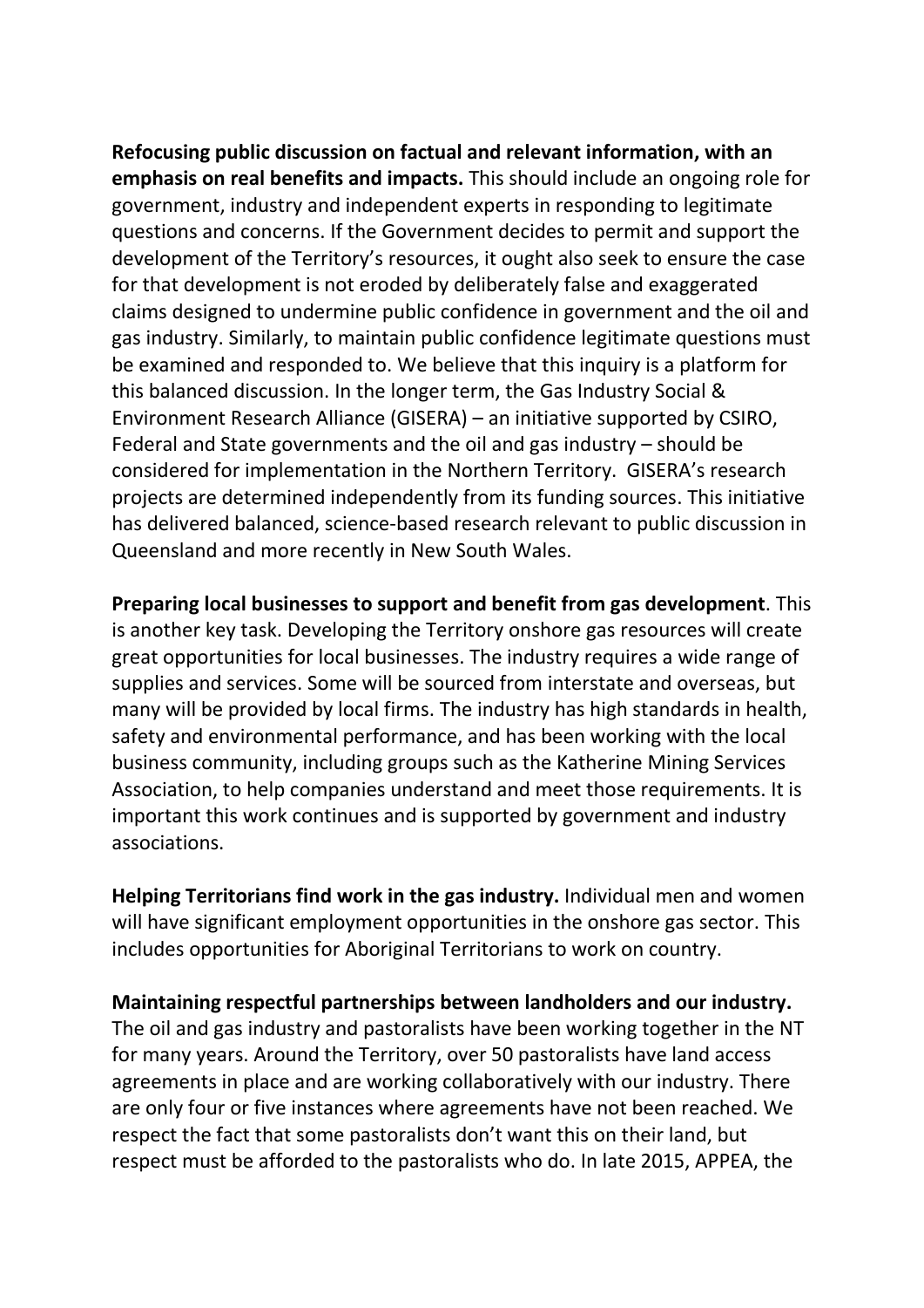**Refocusing public discussion on factual and relevant information, with an emphasis on real benefits and impacts.** This should include an ongoing role for government, industry and independent experts in responding to legitimate questions and concerns. If the Government decides to permit and support the development of the Territory's resources, it ought also seek to ensure the case for that development is not eroded by deliberately false and exaggerated claims designed to undermine public confidence in government and the oil and gas industry. Similarly, to maintain public confidence legitimate questions must be examined and responded to. We believe that this inquiry is a platform for this balanced discussion. In the longer term, the Gas Industry Social & Environment Research Alliance (GISERA) – an initiative supported by CSIRO, Federal and State governments and the oil and gas industry – should be considered for implementation in the Northern Territory. GISERA's research projects are determined independently from its funding sources. This initiative has delivered balanced, science-based research relevant to public discussion in Queensland and more recently in New South Wales.

**Preparing local businesses to support and benefit from gas development**. This is another key task. Developing the Territory onshore gas resources will create great opportunities for local businesses. The industry requires a wide range of supplies and services. Some will be sourced from interstate and overseas, but many will be provided by local firms. The industry has high standards in health, safety and environmental performance, and has been working with the local business community, including groups such as the Katherine Mining Services Association, to help companies understand and meet those requirements. It is important this work continues and is supported by government and industry associations.

**Helping Territorians find work in the gas industry.** Individual men and women will have significant employment opportunities in the onshore gas sector. This includes opportunities for Aboriginal Territorians to work on country.

**Maintaining respectful partnerships between landholders and our industry.** The oil and gas industry and pastoralists have been working together in the NT for many years. Around the Territory, over 50 pastoralists have land access agreements in place and are working collaboratively with our industry. There are only four or five instances where agreements have not been reached. We respect the fact that some pastoralists don't want this on their land, but respect must be afforded to the pastoralists who do. In late 2015, APPEA, the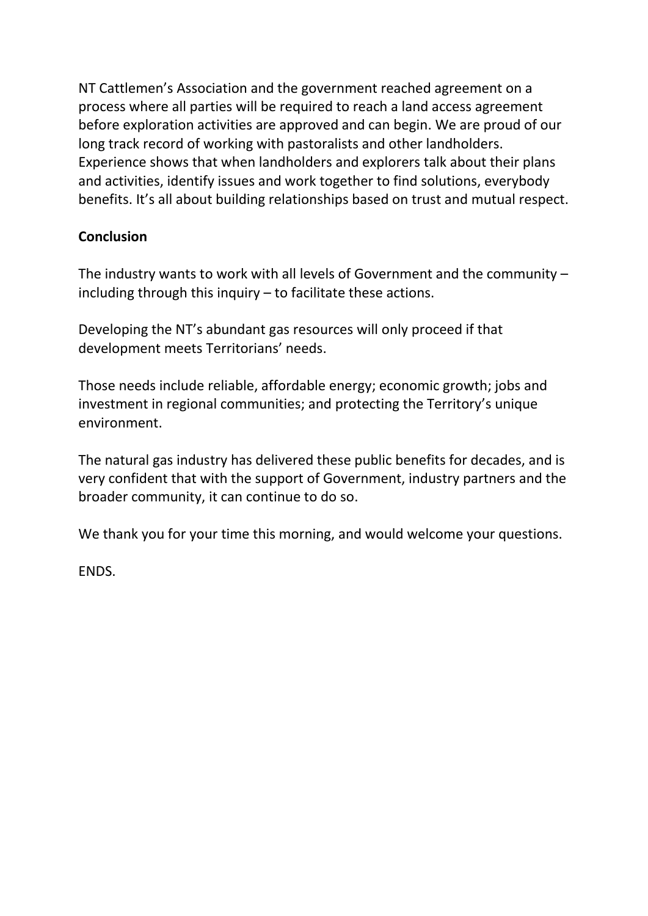NT Cattlemen's Association and the government reached agreement on a process where all parties will be required to reach a land access agreement before exploration activities are approved and can begin. We are proud of our long track record of working with pastoralists and other landholders. Experience shows that when landholders and explorers talk about their plans and activities, identify issues and work together to find solutions, everybody benefits. It's all about building relationships based on trust and mutual respect.

**Conclusion**

The industry wants to work with all levels of Government and the community – including through this inquiry – to facilitate these actions.

Developing the NT's abundant gas resources will only proceed if that development meets Territorians' needs.

Those needs include reliable, affordable energy; economic growth; jobs and investment in regional communities; and protecting the Territory's unique environment.

The natural gas industry has delivered these public benefits for decades, and is very confident that with the support of Government, industry partners and the broader community, it can continue to do so.

We thank you for your time this morning, and would welcome your questions.

ENDS.